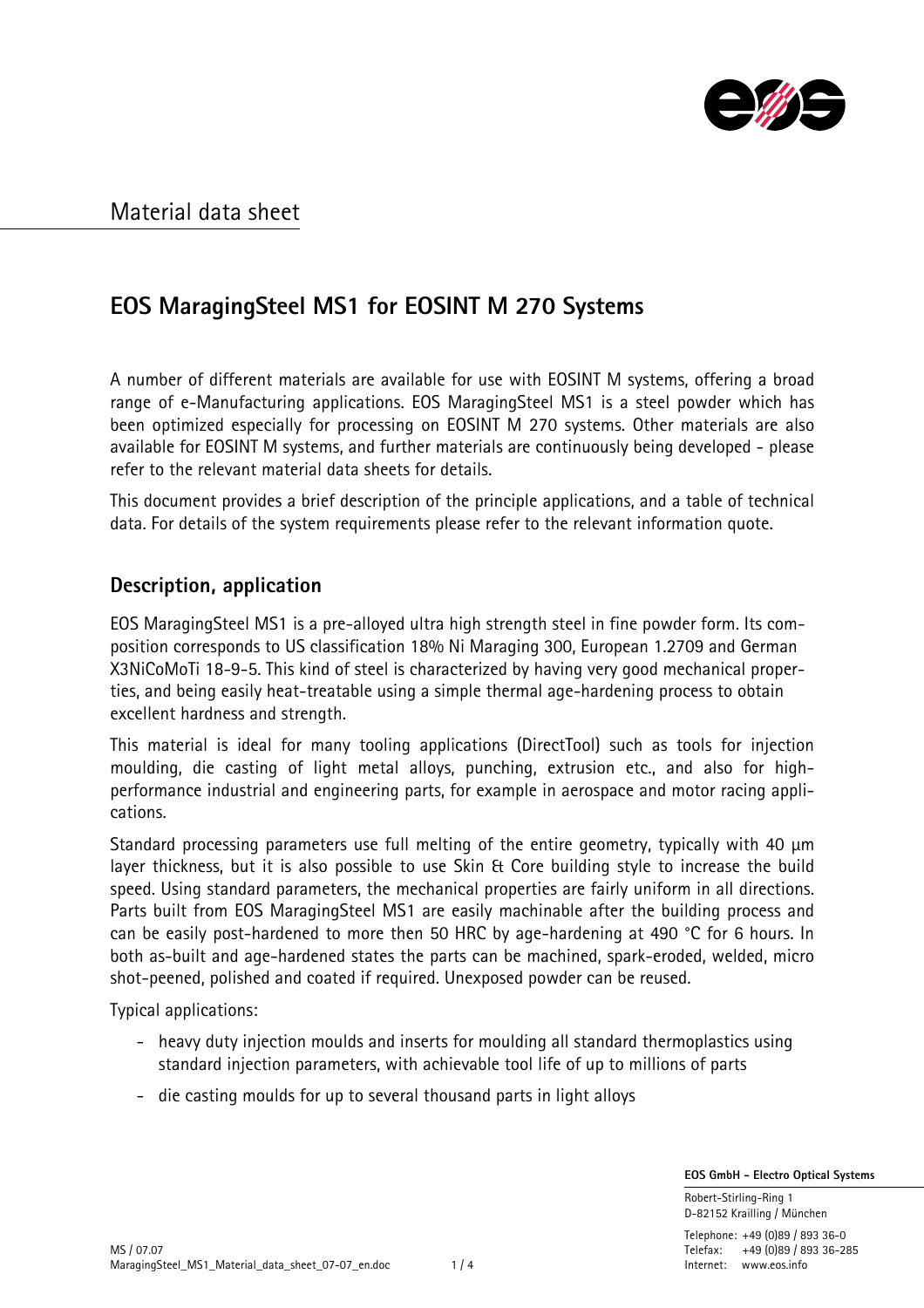Material data sheet

# EOS MaragingSteel MS1 for EOSINT M 270 Systems

A number of different materials are available for use with EOSINT M systems, offering a broad range of e-Manufacturing applications. EOS MaragingSteel MS1 is a steel powder which has been optimized especially for processing on EOSINT M 270 systems. Other materials are also available for EOSINT M systems, and further materials are continuously being developed - please refer to the relevant material data sheets for details.

This document provides a brief description of the principle applications, and a table of technical data. For details of the system requirements please refer to the relevant information quote.

## Description, application

EOS MaragingSteel MS1 is a pre-alloyed ultra high strength steel in fine powder form. Its composition corresponds to US classification 18% Ni Maraging 300, European 1.2709 and German X3NiCoMoTi 18-9-5. This kind of steel is characterized by having very good mechanical properties, and being easily heat-treatable using a simple thermal age-hardening process to obtain excellent hardness and strength.

This material is ideal for many tooling applications (DirectTool) such as tools for injection moulding, die casting of light metal alloys, punching, extrusion etc., and also for high-performance industrial and engineering parts, for example in aerospace and motor racing applications.

Standard processing parameters use full melting of the entire geometry, typically with 40 µm layer thickness, but it is also possible to use Skin & Core building style to increase the build speed. Using standard parameters, the mechanical properties are fairly uniform in all directions. Parts built from EOS MaragingSteel MS1 are easily machinable after the building process and can be easily post-hardened to more then 50 HRC by age-hardening at 490 °C for 6 hours. In both as-built and age-hardened states the parts can be machined, spark-eroded, welded, micro shot-peened, polished and coated if required. Unexposed powder can be reused.

Typical applications:

- heavy duty injection moulds and inserts for moulding all standard thermoplastics using standard injection parameters, with achievable tool life of up to millions of parts
- die casting moulds for up to several thousand parts in light alloys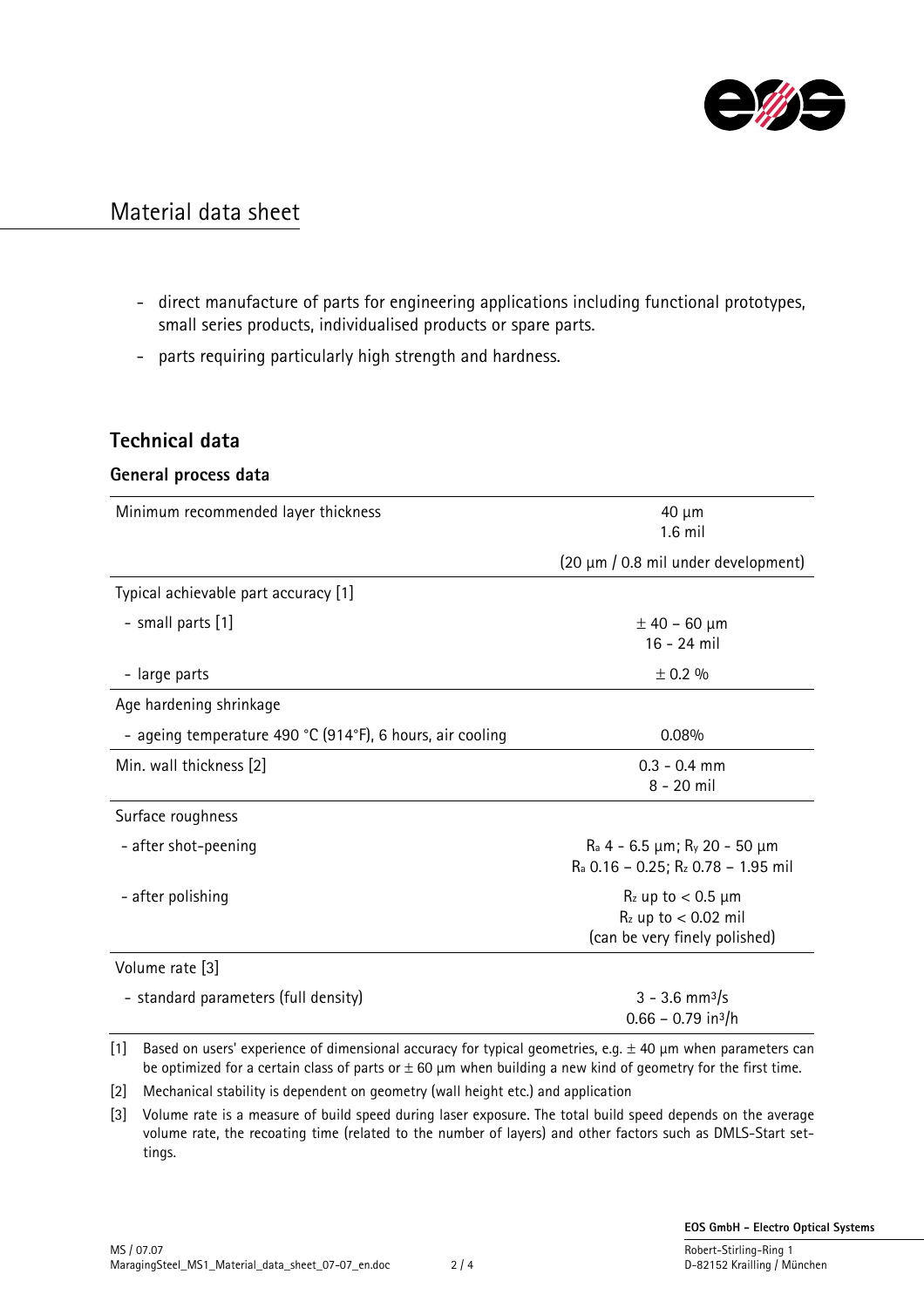# Material data sheet

- direct manufacture of parts for engineering applications including functional prototypes, small series products, individualised products or spare parts.
- parts requiring particularly high strength and hardness.

## Technical data

### General process data

| | |
|---|---|
| Minimum recommended layer thickness | 40 µm<br>1.6 mil<br>(20 µm / 0.8 mil under development) |
| Typical achievable part accuracy [1] | |
| - small parts [1] | ± 40 – 60 µm<br>16 - 24 mil |
| - large parts | ± 0.2 % |
| Age hardening shrinkage | |
| - ageing temperature 490 °C (914°F), 6 hours, air cooling | 0.08% |
| Min. wall thickness [2] | 0.3 - 0.4 mm<br>8 - 20 mil |
| Surface roughness | |
| - after shot-peening | $R_a$ 4 - 6.5 µm; $R_y$ 20 - 50 µm<br>$R_a$ 0.16 – 0.25; $R_z$ 0.78 – 1.95 mil |
| - after polishing | $R_z$ up to < 0.5 µm<br>$R_z$ up to < 0.02 mil<br>(can be very finely polished) |
| Volume rate [3] | |
| - standard parameters (full density) | 3 - 3.6 mm³/s<br>0.66 – 0.79 in³/h |

[1] Based on users' experience of dimensional accuracy for typical geometries, e.g. ± 40 µm when parameters can be optimized for a certain class of parts or ± 60 µm when building a new kind of geometry for the first time.

[2] Mechanical stability is dependent on geometry (wall height etc.) and application

[3] Volume rate is a measure of build speed during laser exposure. The total build speed depends on the average volume rate, the recoating time (related to the number of layers) and other factors such as DMLS-Start settings.

MS / 07.07
MaragingSteel_MS1_Material_data_sheet_07-07_en.doc

**EOS GmbH - Electro Optical Systems**
Robert-Stirling-Ring 1
D-82152 Krailling / München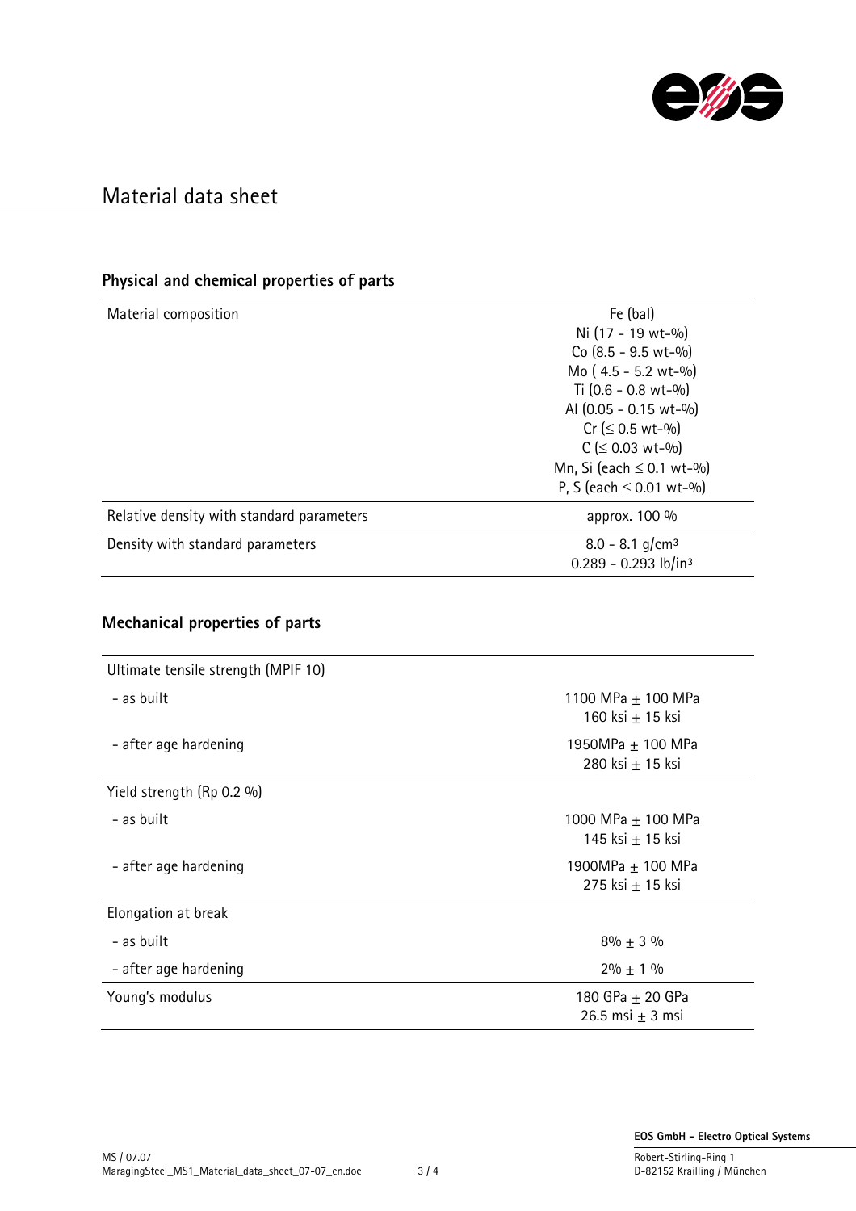# Material data sheet

## Physical and chemical properties of parts

| | |
|---|---|
| Material composition | Fe (bal)<br>Ni (17 - 19 wt-%)<br>Co (8.5 - 9.5 wt-%)<br>Mo ( 4.5 - 5.2 wt-%)<br>Ti (0.6 - 0.8 wt-%)<br>Al (0.05 - 0.15 wt-%)<br>Cr ($\leq$ 0.5 wt-%)<br>C ($\leq$ 0.03 wt-%)<br>Mn, Si (each $\leq$ 0.1 wt-%)<br>P, S (each $\leq$ 0.01 wt-%) |
| Relative density with standard parameters | approx. 100 % |
| Density with standard parameters | 8.0 - 8.1 g/cm³<br>0.289 - 0.293 lb/in³ |

## Mechanical properties of parts

| | |
|---|---|
| Ultimate tensile strength (MPIF 10) | |
| - as built | 1100 MPa $\pm$ 100 MPa<br>160 ksi $\pm$ 15 ksi |
| - after age hardening | 1950MPa $\pm$ 100 MPa<br>280 ksi $\pm$ 15 ksi |
| Yield strength (Rp 0.2 %) | |
| - as built | 1000 MPa $\pm$ 100 MPa<br>145 ksi $\pm$ 15 ksi |
| - after age hardening | 1900MPa $\pm$ 100 MPa<br>275 ksi $\pm$ 15 ksi |
| Elongation at break | |
| - as built | 8% $\pm$ 3 % |
| - after age hardening | 2% $\pm$ 1 % |
| Young's modulus | 180 GPa $\pm$ 20 GPa<br>26.5 msi $\pm$ 3 msi |

MS / 07.07
MaragingSteel_MS1_Material_data_sheet_07-07_en.doc

**EOS GmbH - Electro Optical Systems**
Robert-Stirling-Ring 1
D-82152 Krailling / München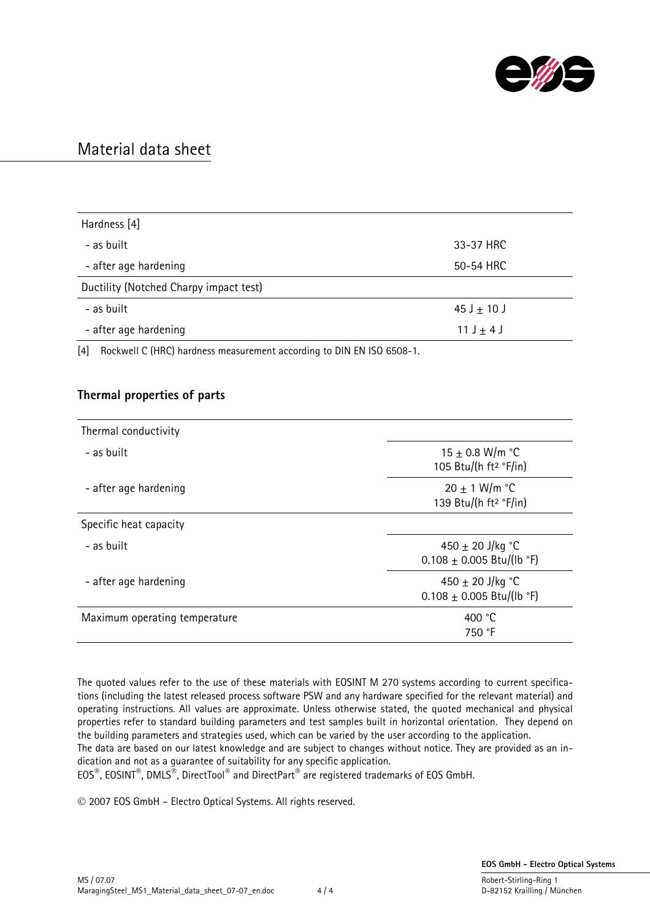# Material data sheet

| | |
|---|---|
| Hardness [4] | |
| - as built | 33-37 HRC |
| - after age hardening | 50-54 HRC |
| Ductility (Notched Charpy impact test) | |
| - as built | 45 J ± 10 J |
| - after age hardening | 11 J ± 4 J |

[4] Rockwell C (HRC) hardness measurement according to DIN EN ISO 6508-1.

**Thermal properties of parts**

| | |
|---|---|
| Thermal conductivity | |
| - as built | 15 ± 0.8 W/m °C<br>105 Btu/(h ft² °F/in) |
| - after age hardening | 20 ± 1 W/m °C<br>139 Btu/(h ft² °F/in) |
| Specific heat capacity | |
| - as built | 450 ± 20 J/kg °C<br>0.108 ± 0.005 Btu/(lb °F) |
| - after age hardening | 450 ± 20 J/kg °C<br>0.108 ± 0.005 Btu/(lb °F) |
| Maximum operating temperature | 400 °C<br>750 °F |

The quoted values refer to the use of these materials with EOSINT M 270 systems according to current specifications (including the latest released process software PSW and any hardware specified for the relevant material) and operating instructions. All values are approximate. Unless otherwise stated, the quoted mechanical and physical properties refer to standard building parameters and test samples built in horizontal orientation. They depend on the building parameters and strategies used, which can be varied by the user according to the application.
The data are based on our latest knowledge and are subject to changes without notice. They are provided as an indication and not as a guarantee of suitability for any specific application.
EOS®, EOSINT®, DMLS®, DirectTool® and DirectPart® are registered trademarks of EOS GmbH.

© 2007 EOS GmbH – Electro Optical Systems. All rights reserved.

**EOS GmbH - Electro Optical Systems**

Robert-Stirling-Ring 1
D-82152 Krailling / München

MS / 07.07
MaragingSteel_MS1_Material_data_sheet_07-07_en.doc